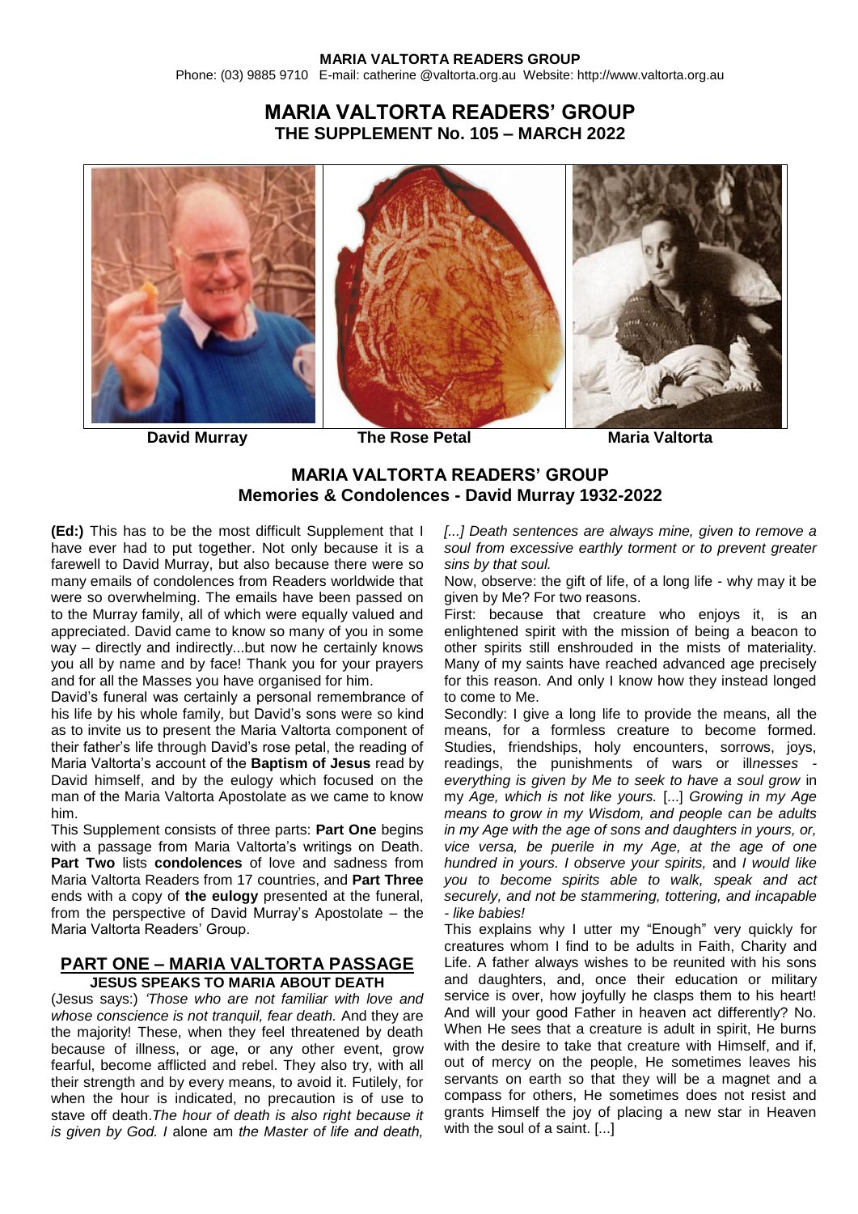**MARIA VALTORTA READERS GROUP**

Phone: (03) 9885 9710 E-mail: catherine @valtorta.org.au Website: http://www.valtorta.org.au

# MARIA VALTORTA READERS' GROUP
## THE SUPPLEMENT No. 105 – MARCH 2022

**David Murray** **The Rose Petal** **Maria Valtorta**

## MARIA VALTORTA READERS' GROUP
### Memories & Condolences - David Murray 1932-2022

**(Ed:)** This has to be the most difficult Supplement that I have ever had to put together. Not only because it is a farewell to David Murray, but also because there were so many emails of condolences from Readers worldwide that were so overwhelming. The emails have been passed on to the Murray family, all of which were equally valued and appreciated. David came to know so many of you in some way – directly and indirectly...but now he certainly knows you all by name and by face! Thank you for your prayers and for all the Masses you have organised for him.

David's funeral was certainly a personal remembrance of his life by his whole family, but David's sons were so kind as to invite us to present the Maria Valtorta component of their father's life through David's rose petal, the reading of Maria Valtorta's account of the **Baptism of Jesus** read by David himself, and by the eulogy which focused on the man of the Maria Valtorta Apostolate as we came to know him.

This Supplement consists of three parts: **Part One** begins with a passage from Maria Valtorta's writings on Death. **Part Two** lists **condolences** of love and sadness from Maria Valtorta Readers from 17 countries, and **Part Three** ends with a copy of **the eulogy** presented at the funeral, from the perspective of David Murray's Apostolate – the Maria Valtorta Readers' Group.

## PART ONE – MARIA VALTORTA PASSAGE
### JESUS SPEAKS TO MARIA ABOUT DEATH

(Jesus says:) *'Those who are not familiar with love and whose conscience is not tranquil, fear death.* And they are the majority! These, when they feel threatened by death because of illness, or age, or any other event, grow fearful, become afflicted and rebel. They also try, with all their strength and by every means, to avoid it. Futilely, for when the hour is indicated, no precaution is of use to stave off death.*The hour of death is also right because it is given by God. I* alone am *the Master of life and death, [...] Death sentences are always mine, given to remove a soul from excessive earthly torment or to prevent greater sins by that soul.*

Now, observe: the gift of life, of a long life - why may it be given by Me? For two reasons.

First: because that creature who enjoys it, is an enlightened spirit with the mission of being a beacon to other spirits still enshrouded in the mists of materiality. Many of my saints have reached advanced age precisely for this reason. And only I know how they instead longed to come to Me.

Secondly: I give a long life to provide the means, all the means, for a formless creature to become formed. Studies, friendships, holy encounters, sorrows, joys, readings, the punishments of wars or ill*nesses - everything is given by Me to seek to have a soul grow* in my *Age, which is not like yours.* [...] *Growing in my Age means to grow in my Wisdom, and people can be adults in my Age with the age of sons and daughters in yours, or, vice versa, be puerile in my Age, at the age of one hundred in yours. I observe your spirits,* and *I would like you to become spirits able to walk, speak and act securely, and not be stammering, tottering, and incapable - like babies!*

This explains why I utter my "Enough" very quickly for creatures whom I find to be adults in Faith, Charity and Life. A father always wishes to be reunited with his sons and daughters, and, once their education or military service is over, how joyfully he clasps them to his heart! And will your good Father in heaven act differently? No. When He sees that a creature is adult in spirit, He burns with the desire to take that creature with Himself, and if, out of mercy on the people, He sometimes leaves his servants on earth so that they will be a magnet and a compass for others, He sometimes does not resist and grants Himself the joy of placing a new star in Heaven with the soul of a saint. [...]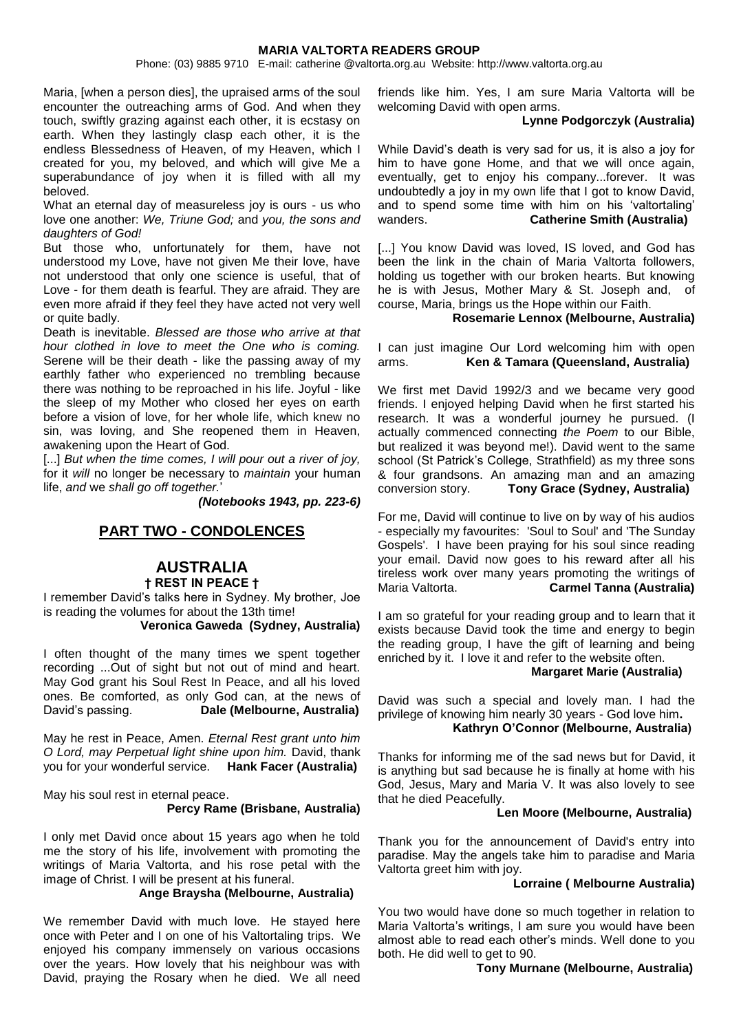Maria, [when a person dies], the upraised arms of the soul encounter the outreaching arms of God. And when they touch, swiftly grazing against each other, it is ecstasy on earth. When they lastingly clasp each other, it is the endless Blessedness of Heaven, of my Heaven, which I created for you, my beloved, and which will give Me a superabundance of joy when it is filled with all my beloved.

What an eternal day of measureless joy is ours - us who love one another: *We, Triune God;* and *you, the sons and daughters of God!*

But those who, unfortunately for them, have not understood my Love, have not given Me their love, have not understood that only one science is useful, that of Love - for them death is fearful. They are afraid. They are even more afraid if they feel they have acted not very well or quite badly.

Death is inevitable. *Blessed are those who arrive at that hour clothed in love to meet the One who is coming.* Serene will be their death - like the passing away of my earthly father who experienced no trembling because there was nothing to be reproached in his life. Joyful - like the sleep of my Mother who closed her eyes on earth before a vision of love, for her whole life, which knew no sin, was loving, and She reopened them in Heaven, awakening upon the Heart of God.

[...] *But when the time comes, I will pour out a river of joy,* for it *will* no longer be necessary to *maintain* your human life, *and* we *shall go off together.*'

***(Notebooks 1943, pp. 223-6)***

## PART TWO - CONDOLENCES

### AUSTRALIA

**† REST IN PEACE †**

I remember David's talks here in Sydney. My brother, Joe is reading the volumes for about the 13th time!

**Veronica Gaweda (Sydney, Australia)**

I often thought of the many times we spent together recording ...Out of sight but not out of mind and heart. May God grant his Soul Rest In Peace, and all his loved ones. Be comforted, as only God can, at the news of David's passing. **Dale (Melbourne, Australia)**

May he rest in Peace, Amen. *Eternal Rest grant unto him O Lord, may Perpetual light shine upon him.* David, thank you for your wonderful service. **Hank Facer (Australia)**

May his soul rest in eternal peace.

**Percy Rame (Brisbane, Australia)**

I only met David once about 15 years ago when he told me the story of his life, involvement with promoting the writings of Maria Valtorta, and his rose petal with the image of Christ. I will be present at his funeral.

**Ange Braysha (Melbourne, Australia)**

We remember David with much love. He stayed here once with Peter and I on one of his Valtortaling trips. We enjoyed his company immensely on various occasions over the years. How lovely that his neighbour was with David, praying the Rosary when he died. We all need friends like him. Yes, I am sure Maria Valtorta will be welcoming David with open arms.

**Lynne Podgorczyk (Australia)**

While David's death is very sad for us, it is also a joy for him to have gone Home, and that we will once again, eventually, get to enjoy his company...forever. It was undoubtedly a joy in my own life that I got to know David, and to spend some time with him on his 'valtortaling' wanders. **Catherine Smith (Australia)**

[...] You know David was loved, IS loved, and God has been the link in the chain of Maria Valtorta followers, holding us together with our broken hearts. But knowing he is with Jesus, Mother Mary & St. Joseph and, of course, Maria, brings us the Hope within our Faith.

**Rosemarie Lennox (Melbourne, Australia)**

I can just imagine Our Lord welcoming him with open arms. **Ken & Tamara (Queensland, Australia)**

We first met David 1992/3 and we became very good friends. I enjoyed helping David when he first started his research. It was a wonderful journey he pursued. (I actually commenced connecting *the Poem* to our Bible, but realized it was beyond me!). David went to the same school (St Patrick's College, Strathfield) as my three sons & four grandsons. An amazing man and an amazing conversion story. **Tony Grace (Sydney, Australia)**

For me, David will continue to live on by way of his audios - especially my favourites: 'Soul to Soul' and 'The Sunday Gospels'. I have been praying for his soul since reading your email. David now goes to his reward after all his tireless work over many years promoting the writings of Maria Valtorta. **Carmel Tanna (Australia)**

I am so grateful for your reading group and to learn that it exists because David took the time and energy to begin the reading group, I have the gift of learning and being enriched by it. I love it and refer to the website often.

**Margaret Marie (Australia)**

David was such a special and lovely man. I had the privilege of knowing him nearly 30 years - God love him**.**

**Kathryn O'Connor (Melbourne, Australia)**

Thanks for informing me of the sad news but for David, it is anything but sad because he is finally at home with his God, Jesus, Mary and Maria V. It was also lovely to see that he died Peacefully.

**Len Moore (Melbourne, Australia)**

Thank you for the announcement of David's entry into paradise. May the angels take him to paradise and Maria Valtorta greet him with joy.

**Lorraine ( Melbourne Australia)**

You two would have done so much together in relation to Maria Valtorta's writings, I am sure you would have been almost able to read each other's minds. Well done to you both. He did well to get to 90.

**Tony Murnane (Melbourne, Australia)**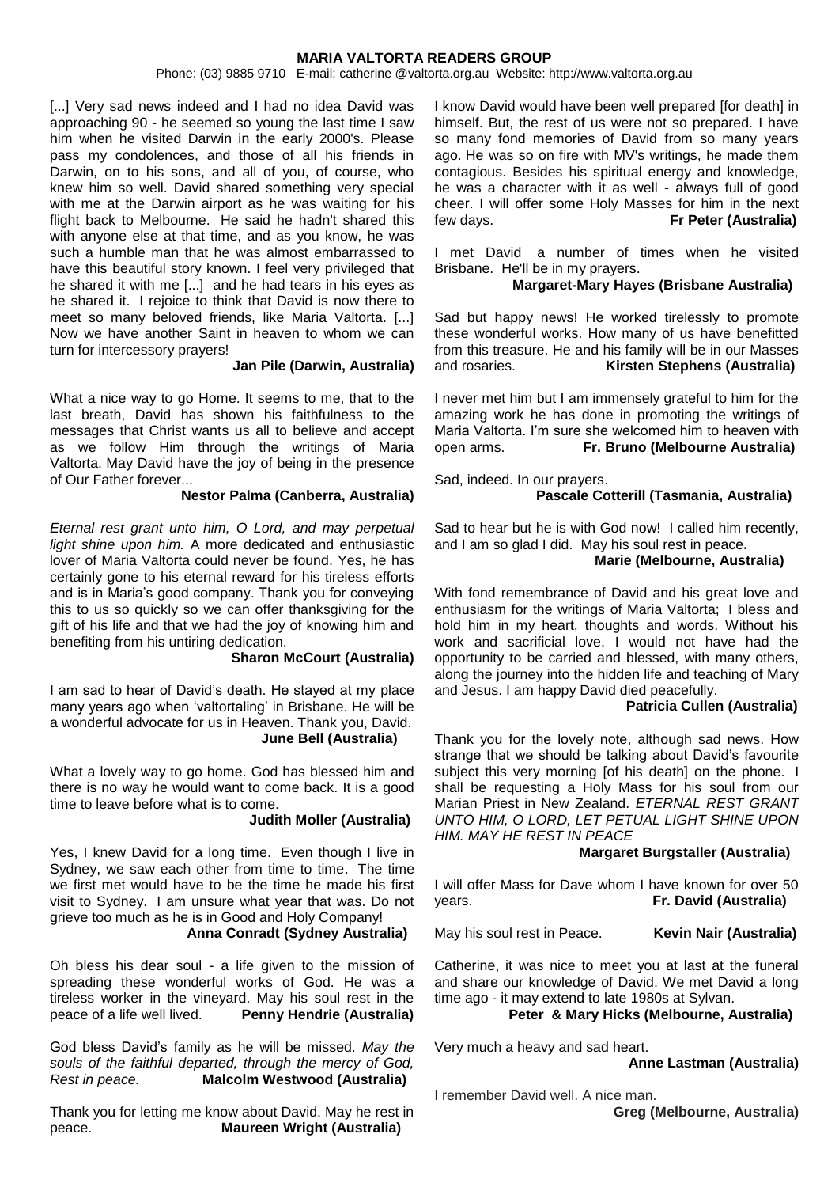[...] Very sad news indeed and I had no idea David was approaching 90 - he seemed so young the last time I saw him when he visited Darwin in the early 2000's. Please pass my condolences, and those of all his friends in Darwin, on to his sons, and all of you, of course, who knew him so well. David shared something very special with me at the Darwin airport as he was waiting for his flight back to Melbourne. He said he hadn't shared this with anyone else at that time, and as you know, he was such a humble man that he was almost embarrassed to have this beautiful story known. I feel very privileged that he shared it with me [...] and he had tears in his eyes as he shared it. I rejoice to think that David is now there to meet so many beloved friends, like Maria Valtorta. [...] Now we have another Saint in heaven to whom we can turn for intercessory prayers!

**Jan Pile (Darwin, Australia)**

What a nice way to go Home. It seems to me, that to the last breath, David has shown his faithfulness to the messages that Christ wants us all to believe and accept as we follow Him through the writings of Maria Valtorta. May David have the joy of being in the presence of Our Father forever...

**Nestor Palma (Canberra, Australia)**

*Eternal rest grant unto him, O Lord, and may perpetual light shine upon him.* A more dedicated and enthusiastic lover of Maria Valtorta could never be found. Yes, he has certainly gone to his eternal reward for his tireless efforts and is in Maria's good company. Thank you for conveying this to us so quickly so we can offer thanksgiving for the gift of his life and that we had the joy of knowing him and benefiting from his untiring dedication.

**Sharon McCourt (Australia)**

I am sad to hear of David's death. He stayed at my place many years ago when 'valtortaling' in Brisbane. He will be a wonderful advocate for us in Heaven. Thank you, David.

**June Bell (Australia)**

What a lovely way to go home. God has blessed him and there is no way he would want to come back. It is a good time to leave before what is to come.

**Judith Moller (Australia)**

Yes, I knew David for a long time. Even though I live in Sydney, we saw each other from time to time. The time we first met would have to be the time he made his first visit to Sydney. I am unsure what year that was. Do not grieve too much as he is in Good and Holy Company!

**Anna Conradt (Sydney Australia)**

Oh bless his dear soul - a life given to the mission of spreading these wonderful works of God. He was a tireless worker in the vineyard. May his soul rest in the peace of a life well lived. **Penny Hendrie (Australia)**

God bless David's family as he will be missed. *May the souls of the faithful departed, through the mercy of God, Rest in peace.* **Malcolm Westwood (Australia)**

Thank you for letting me know about David. May he rest in peace. **Maureen Wright (Australia)**

I know David would have been well prepared [for death] in himself. But, the rest of us were not so prepared. I have so many fond memories of David from so many years ago. He was so on fire with MV's writings, he made them contagious. Besides his spiritual energy and knowledge, he was a character with it as well - always full of good cheer. I will offer some Holy Masses for him in the next few days. **Fr Peter (Australia)**

I met David a number of times when he visited Brisbane. He'll be in my prayers.

**Margaret-Mary Hayes (Brisbane Australia)**

Sad but happy news! He worked tirelessly to promote these wonderful works. How many of us have benefitted from this treasure. He and his family will be in our Masses and rosaries. **Kirsten Stephens (Australia)**

I never met him but I am immensely grateful to him for the amazing work he has done in promoting the writings of Maria Valtorta. I'm sure she welcomed him to heaven with open arms. **Fr. Bruno (Melbourne Australia)**

Sad, indeed. In our prayers.

**Pascale Cotterill (Tasmania, Australia)**

Sad to hear but he is with God now! I called him recently, and I am so glad I did. May his soul rest in peace**.**

**Marie (Melbourne, Australia)**

With fond remembrance of David and his great love and enthusiasm for the writings of Maria Valtorta; I bless and hold him in my heart, thoughts and words. Without his work and sacrificial love, I would not have had the opportunity to be carried and blessed, with many others, along the journey into the hidden life and teaching of Mary and Jesus. I am happy David died peacefully.

**Patricia Cullen (Australia)**

Thank you for the lovely note, although sad news. How strange that we should be talking about David's favourite subject this very morning [of his death] on the phone. I shall be requesting a Holy Mass for his soul from our Marian Priest in New Zealand. *ETERNAL REST GRANT UNTO HIM, O LORD, LET PETUAL LIGHT SHINE UPON HIM. MAY HE REST IN PEACE*

**Margaret Burgstaller (Australia)**

I will offer Mass for Dave whom I have known for over 50 years. **Fr. David (Australia)**

May his soul rest in Peace. **Kevin Nair (Australia)**

Catherine, it was nice to meet you at last at the funeral and share our knowledge of David. We met David a long time ago - it may extend to late 1980s at Sylvan.

**Peter & Mary Hicks (Melbourne, Australia)**

Very much a heavy and sad heart.

**Anne Lastman (Australia)**

I remember David well. A nice man.

**Greg (Melbourne, Australia)**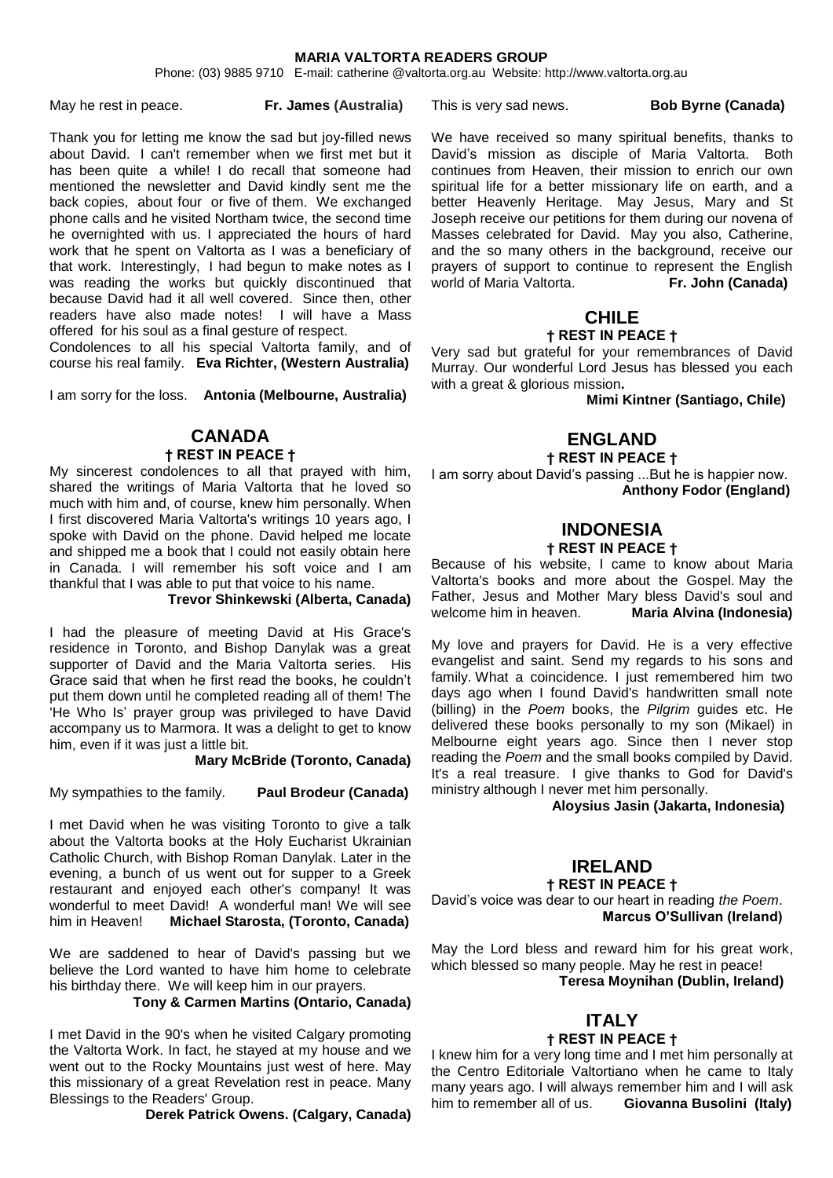May he rest in peace. **Fr. James (Australia)**

Thank you for letting me know the sad but joy-filled news about David. I can't remember when we first met but it has been quite a while! I do recall that someone had mentioned the newsletter and David kindly sent me the back copies, about four or five of them. We exchanged phone calls and he visited Northam twice, the second time he overnighted with us. I appreciated the hours of hard work that he spent on Valtorta as I was a beneficiary of that work. Interestingly, I had begun to make notes as I was reading the works but quickly discontinued that because David had it all well covered. Since then, other readers have also made notes! I will have a Mass offered for his soul as a final gesture of respect.
Condolences to all his special Valtorta family, and of course his real family. **Eva Richter, (Western Australia)**

I am sorry for the loss. **Antonia (Melbourne, Australia)**

## CANADA

**† REST IN PEACE †**

My sincerest condolences to all that prayed with him, shared the writings of Maria Valtorta that he loved so much with him and, of course, knew him personally. When I first discovered Maria Valtorta's writings 10 years ago, I spoke with David on the phone. David helped me locate and shipped me a book that I could not easily obtain here in Canada. I will remember his soft voice and I am thankful that I was able to put that voice to his name.
**Trevor Shinkewski (Alberta, Canada)**

I had the pleasure of meeting David at His Grace's residence in Toronto, and Bishop Danylak was a great supporter of David and the Maria Valtorta series. His Grace said that when he first read the books, he couldn't put them down until he completed reading all of them! The 'He Who Is' prayer group was privileged to have David accompany us to Marmora. It was a delight to get to know him, even if it was just a little bit.
**Mary McBride (Toronto, Canada)**

My sympathies to the family. **Paul Brodeur (Canada)**

I met David when he was visiting Toronto to give a talk about the Valtorta books at the Holy Eucharist Ukrainian Catholic Church, with Bishop Roman Danylak. Later in the evening, a bunch of us went out for supper to a Greek restaurant and enjoyed each other's company! It was wonderful to meet David! A wonderful man! We will see him in Heaven! **Michael Starosta, (Toronto, Canada)**

We are saddened to hear of David's passing but we believe the Lord wanted to have him home to celebrate his birthday there. We will keep him in our prayers.
**Tony & Carmen Martins (Ontario, Canada)**

I met David in the 90's when he visited Calgary promoting the Valtorta Work. In fact, he stayed at my house and we went out to the Rocky Mountains just west of here. May this missionary of a great Revelation rest in peace. Many Blessings to the Readers' Group.
**Derek Patrick Owens. (Calgary, Canada)**

This is very sad news. **Bob Byrne (Canada)**

We have received so many spiritual benefits, thanks to David's mission as disciple of Maria Valtorta. Both continues from Heaven, their mission to enrich our own spiritual life for a better missionary life on earth, and a better Heavenly Heritage. May Jesus, Mary and St Joseph receive our petitions for them during our novena of Masses celebrated for David. May you also, Catherine, and the so many others in the background, receive our prayers of support to continue to represent the English world of Maria Valtorta. **Fr. John (Canada)**

## CHILE

**† REST IN PEACE †**

Very sad but grateful for your remembrances of David Murray. Our wonderful Lord Jesus has blessed you each with a great & glorious mission**.**
**Mimi Kintner (Santiago, Chile)**

## ENGLAND

**† REST IN PEACE †**

I am sorry about David's passing ...But he is happier now.
**Anthony Fodor (England)**

## INDONESIA

**† REST IN PEACE †**

Because of his website, I came to know about Maria Valtorta's books and more about the Gospel. May the Father, Jesus and Mother Mary bless David's soul and welcome him in heaven. **Maria Alvina (Indonesia)**

My love and prayers for David. He is a very effective evangelist and saint. Send my regards to his sons and family. What a coincidence. I just remembered him two days ago when I found David's handwritten small note (billing) in the *Poem* books, the *Pilgrim* guides etc. He delivered these books personally to my son (Mikael) in Melbourne eight years ago. Since then I never stop reading the *Poem* and the small books compiled by David. It's a real treasure. I give thanks to God for David's ministry although I never met him personally.
**Aloysius Jasin (Jakarta, Indonesia)**

## IRELAND

**† REST IN PEACE †**

David's voice was dear to our heart in reading *the Poem*.
**Marcus O'Sullivan (Ireland)**

May the Lord bless and reward him for his great work, which blessed so many people. May he rest in peace!
**Teresa Moynihan (Dublin, Ireland)**

## ITALY

**† REST IN PEACE †**

I knew him for a very long time and I met him personally at the Centro Editoriale Valtortiano when he came to Italy many years ago. I will always remember him and I will ask him to remember all of us. **Giovanna Busolini (Italy)**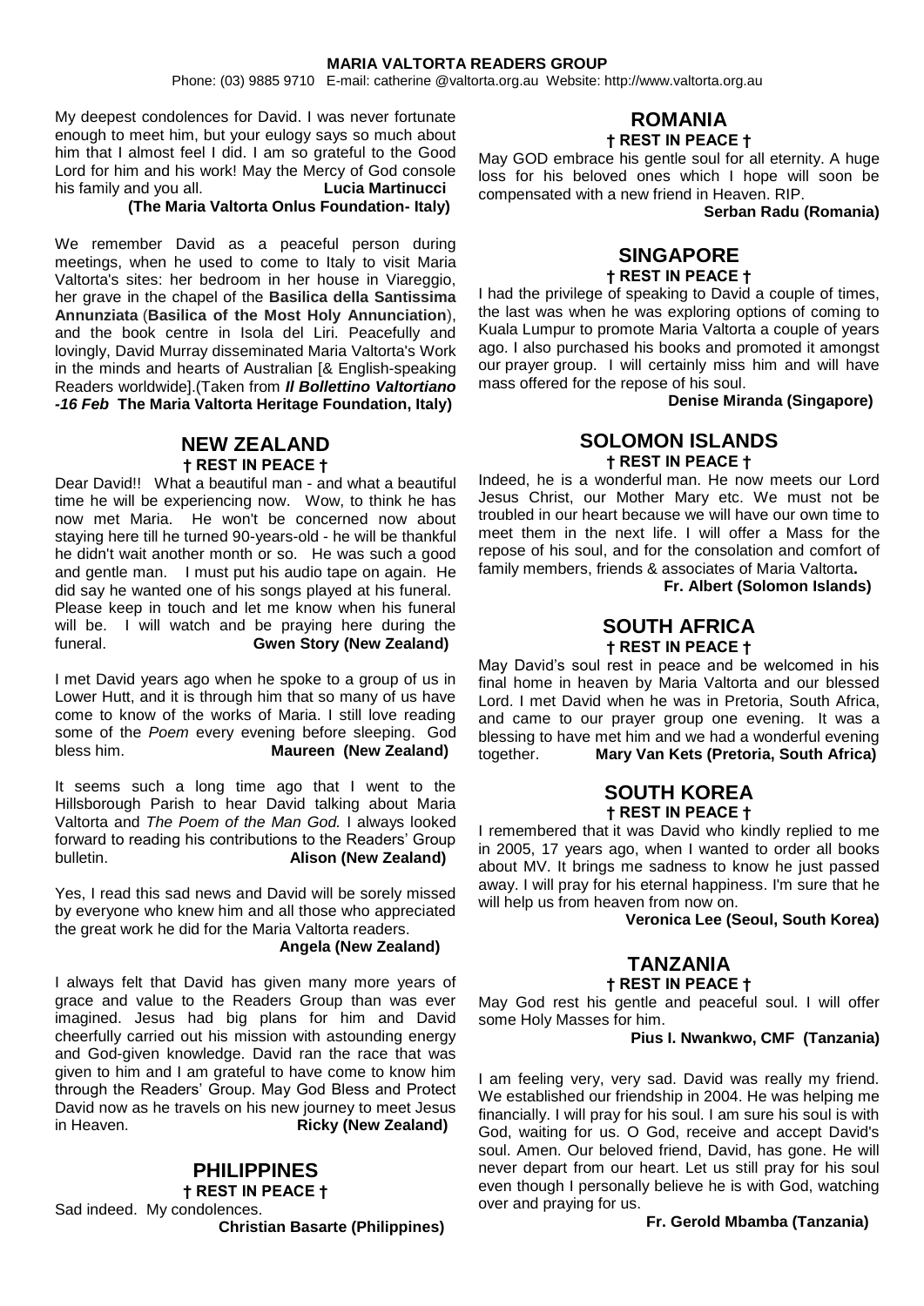My deepest condolences for David. I was never fortunate enough to meet him, but your eulogy says so much about him that I almost feel I did. I am so grateful to the Good Lord for him and his work! May the Mercy of God console his family and you all. **Lucia Martinucci (The Maria Valtorta Onlus Foundation- Italy)**

We remember David as a peaceful person during meetings, when he used to come to Italy to visit Maria Valtorta's sites: her bedroom in her house in Viareggio, her grave in the chapel of the **Basilica della Santissima Annunziata** (**Basilica of the Most Holy Annunciation**), and the book centre in Isola del Liri. Peacefully and lovingly, David Murray disseminated Maria Valtorta's Work in the minds and hearts of Australian [& English-speaking Readers worldwide].(Taken from ***Il Bollettino Valtortiano -16 Feb*** **The Maria Valtorta Heritage Foundation, Italy)**

## NEW ZEALAND

**† REST IN PEACE †**

Dear David!! What a beautiful man - and what a beautiful time he will be experiencing now. Wow, to think he has now met Maria. He won't be concerned now about staying here till he turned 90-years-old - he will be thankful he didn't wait another month or so. He was such a good and gentle man. I must put his audio tape on again. He did say he wanted one of his songs played at his funeral. Please keep in touch and let me know when his funeral will be. I will watch and be praying here during the funeral. **Gwen Story (New Zealand)**

I met David years ago when he spoke to a group of us in Lower Hutt, and it is through him that so many of us have come to know of the works of Maria. I still love reading some of the *Poem* every evening before sleeping. God bless him. **Maureen (New Zealand)**

It seems such a long time ago that I went to the Hillsborough Parish to hear David talking about Maria Valtorta and *The Poem of the Man God.* I always looked forward to reading his contributions to the Readers' Group bulletin. **Alison (New Zealand)**

Yes, I read this sad news and David will be sorely missed by everyone who knew him and all those who appreciated the great work he did for the Maria Valtorta readers. **Angela (New Zealand)**

I always felt that David has given many more years of grace and value to the Readers Group than was ever imagined. Jesus had big plans for him and David cheerfully carried out his mission with astounding energy and God-given knowledge. David ran the race that was given to him and I am grateful to have come to know him through the Readers' Group. May God Bless and Protect David now as he travels on his new journey to meet Jesus in Heaven. **Ricky (New Zealand)**

## PHILIPPINES

**† REST IN PEACE †**

Sad indeed. My condolences.
**Christian Basarte (Philippines)**

## ROMANIA

**† REST IN PEACE †**

May GOD embrace his gentle soul for all eternity. A huge loss for his beloved ones which I hope will soon be compensated with a new friend in Heaven. RIP.
**Serban Radu (Romania)**

## SINGAPORE

**† REST IN PEACE †**

I had the privilege of speaking to David a couple of times, the last was when he was exploring options of coming to Kuala Lumpur to promote Maria Valtorta a couple of years ago. I also purchased his books and promoted it amongst our prayer group. I will certainly miss him and will have mass offered for the repose of his soul.
**Denise Miranda (Singapore)**

## SOLOMON ISLANDS

**† REST IN PEACE †**

Indeed, he is a wonderful man. He now meets our Lord Jesus Christ, our Mother Mary etc. We must not be troubled in our heart because we will have our own time to meet them in the next life. I will offer a Mass for the repose of his soul, and for the consolation and comfort of family members, friends & associates of Maria Valtorta**.**
**Fr. Albert (Solomon Islands)**

## SOUTH AFRICA

**† REST IN PEACE †**

May David's soul rest in peace and be welcomed in his final home in heaven by Maria Valtorta and our blessed Lord. I met David when he was in Pretoria, South Africa, and came to our prayer group one evening. It was a blessing to have met him and we had a wonderful evening together. **Mary Van Kets (Pretoria, South Africa)**

## SOUTH KOREA

**† REST IN PEACE †**

I remembered that it was David who kindly replied to me in 2005, 17 years ago, when I wanted to order all books about MV. It brings me sadness to know he just passed away. I will pray for his eternal happiness. I'm sure that he will help us from heaven from now on.
**Veronica Lee (Seoul, South Korea)**

## TANZANIA

**† REST IN PEACE †**

May God rest his gentle and peaceful soul. I will offer some Holy Masses for him.
**Pius I. Nwankwo, CMF (Tanzania)**

I am feeling very, very sad. David was really my friend. We established our friendship in 2004. He was helping me financially. I will pray for his soul. I am sure his soul is with God, waiting for us. O God, receive and accept David's soul. Amen. Our beloved friend, David, has gone. He will never depart from our heart. Let us still pray for his soul even though I personally believe he is with God, watching over and praying for us.
**Fr. Gerold Mbamba (Tanzania)**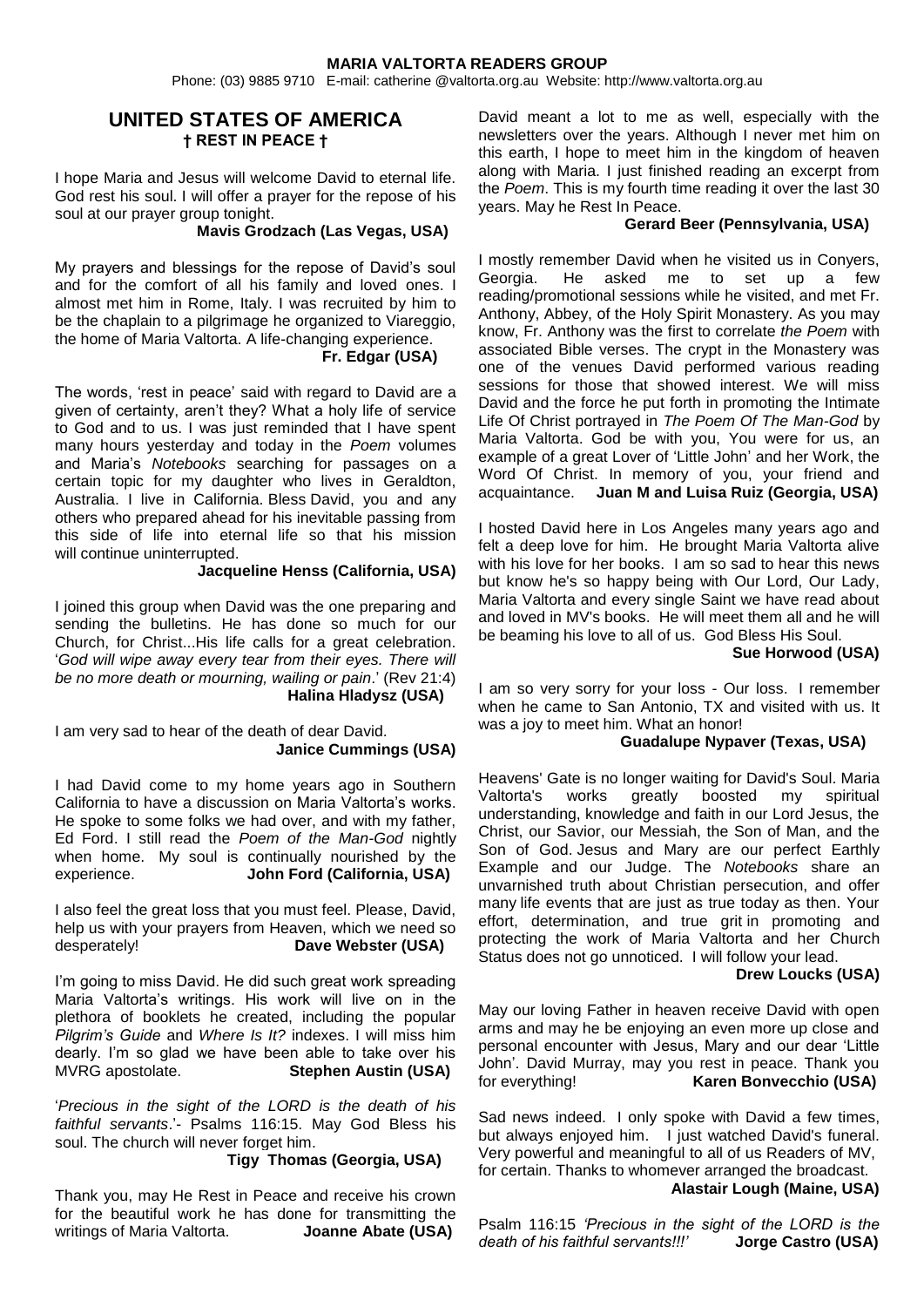## UNITED STATES OF AMERICA

**† REST IN PEACE †**

I hope Maria and Jesus will welcome David to eternal life. God rest his soul. I will offer a prayer for the repose of his soul at our prayer group tonight.

**Mavis Grodzach (Las Vegas, USA)**

My prayers and blessings for the repose of David's soul and for the comfort of all his family and loved ones. I almost met him in Rome, Italy. I was recruited by him to be the chaplain to a pilgrimage he organized to Viareggio, the home of Maria Valtorta. A life-changing experience.

**Fr. Edgar (USA)**

The words, 'rest in peace' said with regard to David are a given of certainty, aren't they? What a holy life of service to God and to us. I was just reminded that I have spent many hours yesterday and today in the *Poem* volumes and Maria's *Notebooks* searching for passages on a certain topic for my daughter who lives in Geraldton, Australia. I live in California. Bless David, you and any others who prepared ahead for his inevitable passing from this side of life into eternal life so that his mission will continue uninterrupted.

**Jacqueline Henss (California, USA)**

I joined this group when David was the one preparing and sending the bulletins. He has done so much for our Church, for Christ...His life calls for a great celebration. '*God will wipe away every tear from their eyes. There will be no more death or mourning, wailing or pain*.' (Rev 21:4)

**Halina Hladysz (USA)**

I am very sad to hear of the death of dear David.

**Janice Cummings (USA)**

I had David come to my home years ago in Southern California to have a discussion on Maria Valtorta's works. He spoke to some folks we had over, and with my father, Ed Ford. I still read the *Poem of the Man-God* nightly when home. My soul is continually nourished by the experience. **John Ford (California, USA)**

I also feel the great loss that you must feel. Please, David, help us with your prayers from Heaven, which we need so desperately! **Dave Webster (USA)**

I'm going to miss David. He did such great work spreading Maria Valtorta's writings. His work will live on in the plethora of booklets he created, including the popular *Pilgrim's Guide* and *Where Is It?* indexes. I will miss him dearly. I'm so glad we have been able to take over his MVRG apostolate. **Stephen Austin (USA)**

'*Precious in the sight of the LORD is the death of his faithful servants*.'- Psalms 116:15. May God Bless his soul. The church will never forget him.

**Tigy Thomas (Georgia, USA)**

Thank you, may He Rest in Peace and receive his crown for the beautiful work he has done for transmitting the writings of Maria Valtorta. **Joanne Abate (USA)**

David meant a lot to me as well, especially with the newsletters over the years. Although I never met him on this earth, I hope to meet him in the kingdom of heaven along with Maria. I just finished reading an excerpt from the *Poem*. This is my fourth time reading it over the last 30 years. May he Rest In Peace.

**Gerard Beer (Pennsylvania, USA)**

I mostly remember David when he visited us in Conyers, Georgia. He asked me to set up a few reading/promotional sessions while he visited, and met Fr. Anthony, Abbey, of the Holy Spirit Monastery. As you may know, Fr. Anthony was the first to correlate *the Poem* with associated Bible verses. The crypt in the Monastery was one of the venues David performed various reading sessions for those that showed interest. We will miss David and the force he put forth in promoting the Intimate Life Of Christ portrayed in *The Poem Of The Man-God* by Maria Valtorta. God be with you, You were for us, an example of a great Lover of 'Little John' and her Work, the Word Of Christ. In memory of you, your friend and acquaintance. **Juan M and Luisa Ruiz (Georgia, USA)**

I hosted David here in Los Angeles many years ago and felt a deep love for him. He brought Maria Valtorta alive with his love for her books. I am so sad to hear this news but know he's so happy being with Our Lord, Our Lady, Maria Valtorta and every single Saint we have read about and loved in MV's books. He will meet them all and he will be beaming his love to all of us. God Bless His Soul.

**Sue Horwood (USA)**

I am so very sorry for your loss - Our loss. I remember when he came to San Antonio, TX and visited with us. It was a joy to meet him. What an honor!

**Guadalupe Nypaver (Texas, USA)**

Heavens' Gate is no longer waiting for David's Soul. Maria Valtorta's works greatly boosted my spiritual understanding, knowledge and faith in our Lord Jesus, the Christ, our Savior, our Messiah, the Son of Man, and the Son of God. Jesus and Mary are our perfect Earthly Example and our Judge. The *Notebooks* share an unvarnished truth about Christian persecution, and offer many life events that are just as true today as then. Your effort, determination, and true grit in promoting and protecting the work of Maria Valtorta and her Church Status does not go unnoticed. I will follow your lead.

**Drew Loucks (USA)**

May our loving Father in heaven receive David with open arms and may he be enjoying an even more up close and personal encounter with Jesus, Mary and our dear 'Little John'. David Murray, may you rest in peace. Thank you for everything! **Karen Bonvecchio (USA)**

Sad news indeed. I only spoke with David a few times, but always enjoyed him. I just watched David's funeral. Very powerful and meaningful to all of us Readers of MV, for certain. Thanks to whomever arranged the broadcast.

**Alastair Lough (Maine, USA)**

Psalm 116:15 *'Precious in the sight of the LORD is the death of his faithful servants!!!'* **Jorge Castro (USA)**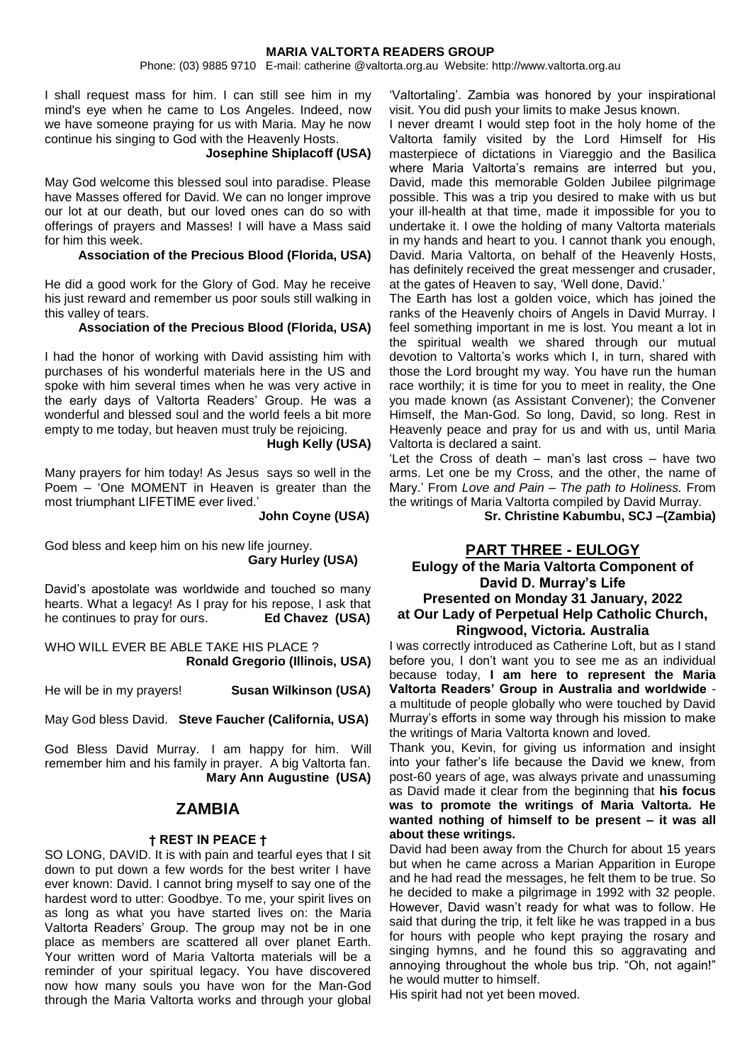I shall request mass for him. I can still see him in my mind's eye when he came to Los Angeles. Indeed, now we have someone praying for us with Maria. May he now continue his singing to God with the Heavenly Hosts.

**Josephine Shiplacoff (USA)**

May God welcome this blessed soul into paradise. Please have Masses offered for David. We can no longer improve our lot at our death, but our loved ones can do so with offerings of prayers and Masses! I will have a Mass said for him this week.

**Association of the Precious Blood (Florida, USA)**

He did a good work for the Glory of God. May he receive his just reward and remember us poor souls still walking in this valley of tears.

**Association of the Precious Blood (Florida, USA)**

I had the honor of working with David assisting him with purchases of his wonderful materials here in the US and spoke with him several times when he was very active in the early days of Valtorta Readers' Group. He was a wonderful and blessed soul and the world feels a bit more empty to me today, but heaven must truly be rejoicing.

**Hugh Kelly (USA)**

Many prayers for him today! As Jesus says so well in the Poem – 'One MOMENT in Heaven is greater than the most triumphant LIFETIME ever lived.'

**John Coyne (USA)**

God bless and keep him on his new life journey.

**Gary Hurley (USA)**

David's apostolate was worldwide and touched so many hearts. What a legacy! As I pray for his repose, I ask that he continues to pray for ours. **Ed Chavez (USA)**

WHO WILL EVER BE ABLE TAKE HIS PLACE ?

**Ronald Gregorio (Illinois, USA)**

He will be in my prayers! **Susan Wilkinson (USA)**

May God bless David. **Steve Faucher (California, USA)**

God Bless David Murray. I am happy for him. Will remember him and his family in prayer. A big Valtorta fan.

**Mary Ann Augustine (USA)**

## ZAMBIA

**† REST IN PEACE †**

SO LONG, DAVID. It is with pain and tearful eyes that I sit down to put down a few words for the best writer I have ever known: David. I cannot bring myself to say one of the hardest word to utter: Goodbye. To me, your spirit lives on as long as what you have started lives on: the Maria Valtorta Readers' Group. The group may not be in one place as members are scattered all over planet Earth. Your written word of Maria Valtorta materials will be a reminder of your spiritual legacy. You have discovered now how many souls you have won for the Man-God through the Maria Valtorta works and through your global 'Valtortaling'. Zambia was honored by your inspirational visit. You did push your limits to make Jesus known.

I never dreamt I would step foot in the holy home of the Valtorta family visited by the Lord Himself for His masterpiece of dictations in Viareggio and the Basilica where Maria Valtorta's remains are interred but you, David, made this memorable Golden Jubilee pilgrimage possible. This was a trip you desired to make with us but your ill-health at that time, made it impossible for you to undertake it. I owe the holding of many Valtorta materials in my hands and heart to you. I cannot thank you enough, David. Maria Valtorta, on behalf of the Heavenly Hosts, has definitely received the great messenger and crusader, at the gates of Heaven to say, 'Well done, David.'

The Earth has lost a golden voice, which has joined the ranks of the Heavenly choirs of Angels in David Murray. I feel something important in me is lost. You meant a lot in the spiritual wealth we shared through our mutual devotion to Valtorta's works which I, in turn, shared with those the Lord brought my way. You have run the human race worthily; it is time for you to meet in reality, the One you made known (as Assistant Convener); the Convener Himself, the Man-God. So long, David, so long. Rest in Heavenly peace and pray for us and with us, until Maria Valtorta is declared a saint.

'Let the Cross of death – man's last cross – have two arms. Let one be my Cross, and the other, the name of Mary.' From *Love and Pain – The path to Holiness.* From the writings of Maria Valtorta compiled by David Murray.

**Sr. Christine Kabumbu, SCJ –(Zambia)**

## PART THREE - EULOGY

### Eulogy of the Maria Valtorta Component of David D. Murray's Life
### Presented on Monday 31 January, 2022 at Our Lady of Perpetual Help Catholic Church, Ringwood, Victoria. Australia

I was correctly introduced as Catherine Loft, but as I stand before you, I don't want you to see me as an individual because today, **I am here to represent the Maria Valtorta Readers' Group in Australia and worldwide** - a multitude of people globally who were touched by David Murray's efforts in some way through his mission to make the writings of Maria Valtorta known and loved.

Thank you, Kevin, for giving us information and insight into your father's life because the David we knew, from post-60 years of age, was always private and unassuming as David made it clear from the beginning that **his focus was to promote the writings of Maria Valtorta. He wanted nothing of himself to be present – it was all about these writings.**

David had been away from the Church for about 15 years but when he came across a Marian Apparition in Europe and he had read the messages, he felt them to be true. So he decided to make a pilgrimage in 1992 with 32 people. However, David wasn't ready for what was to follow. He said that during the trip, it felt like he was trapped in a bus for hours with people who kept praying the rosary and singing hymns, and he found this so aggravating and annoying throughout the whole bus trip. "Oh, not again!" he would mutter to himself.

His spirit had not yet been moved.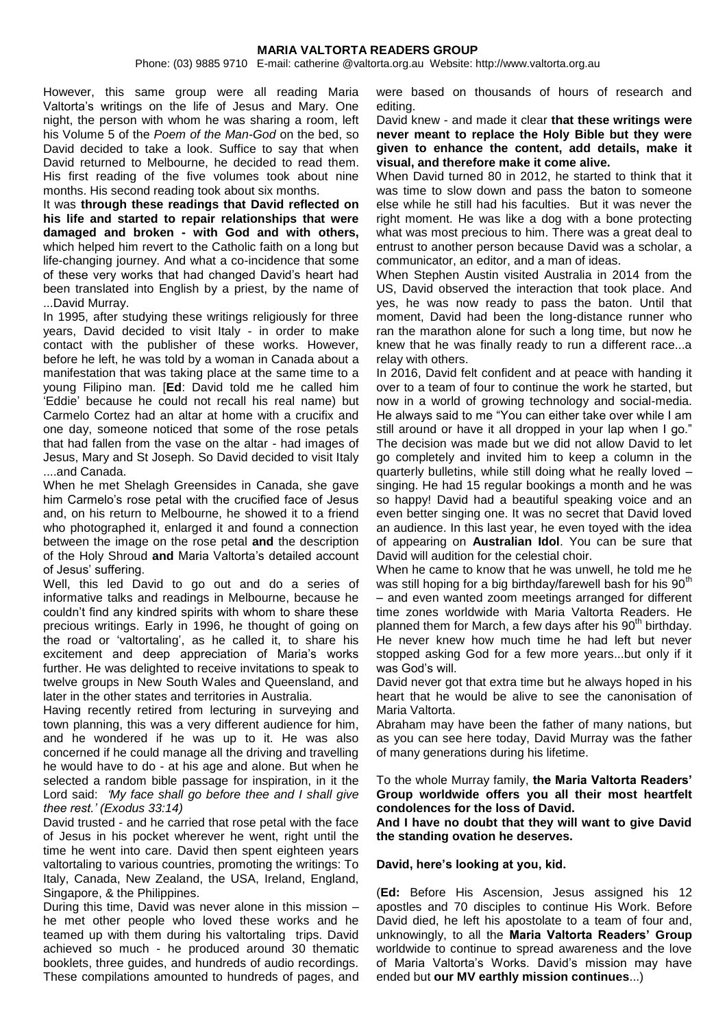However, this same group were all reading Maria Valtorta's writings on the life of Jesus and Mary. One night, the person with whom he was sharing a room, left his Volume 5 of the *Poem of the Man-God* on the bed, so David decided to take a look. Suffice to say that when David returned to Melbourne, he decided to read them. His first reading of the five volumes took about nine months. His second reading took about six months.

It was **through these readings that David reflected on his life and started to repair relationships that were damaged and broken - with God and with others,** which helped him revert to the Catholic faith on a long but life-changing journey. And what a co-incidence that some of these very works that had changed David's heart had been translated into English by a priest, by the name of ...David Murray.

In 1995, after studying these writings religiously for three years, David decided to visit Italy - in order to make contact with the publisher of these works. However, before he left, he was told by a woman in Canada about a manifestation that was taking place at the same time to a young Filipino man. [**Ed**: David told me he called him 'Eddie' because he could not recall his real name) but Carmelo Cortez had an altar at home with a crucifix and one day, someone noticed that some of the rose petals that had fallen from the vase on the altar - had images of Jesus, Mary and St Joseph. So David decided to visit Italy ....and Canada.

When he met Shelagh Greensides in Canada, she gave him Carmelo's rose petal with the crucified face of Jesus and, on his return to Melbourne, he showed it to a friend who photographed it, enlarged it and found a connection between the image on the rose petal **and** the description of the Holy Shroud **and** Maria Valtorta's detailed account of Jesus' suffering.

Well, this led David to go out and do a series of informative talks and readings in Melbourne, because he couldn't find any kindred spirits with whom to share these precious writings. Early in 1996, he thought of going on the road or 'valtortaling', as he called it, to share his excitement and deep appreciation of Maria's works further. He was delighted to receive invitations to speak to twelve groups in New South Wales and Queensland, and later in the other states and territories in Australia.

Having recently retired from lecturing in surveying and town planning, this was a very different audience for him, and he wondered if he was up to it. He was also concerned if he could manage all the driving and travelling he would have to do - at his age and alone. But when he selected a random bible passage for inspiration, in it the Lord said: *'My face shall go before thee and I shall give thee rest.' (Exodus 33:14)*

David trusted - and he carried that rose petal with the face of Jesus in his pocket wherever he went, right until the time he went into care. David then spent eighteen years valtortaling to various countries, promoting the writings: To Italy, Canada, New Zealand, the USA, Ireland, England, Singapore, & the Philippines.

During this time, David was never alone in this mission – he met other people who loved these works and he teamed up with them during his valtortaling trips. David achieved so much - he produced around 30 thematic booklets, three guides, and hundreds of audio recordings. These compilations amounted to hundreds of pages, and were based on thousands of hours of research and editing.

David knew - and made it clear **that these writings were never meant to replace the Holy Bible but they were given to enhance the content, add details, make it visual, and therefore make it come alive.**

When David turned 80 in 2012, he started to think that it was time to slow down and pass the baton to someone else while he still had his faculties. But it was never the right moment. He was like a dog with a bone protecting what was most precious to him. There was a great deal to entrust to another person because David was a scholar, a communicator, an editor, and a man of ideas.

When Stephen Austin visited Australia in 2014 from the US, David observed the interaction that took place. And yes, he was now ready to pass the baton. Until that moment, David had been the long-distance runner who ran the marathon alone for such a long time, but now he knew that he was finally ready to run a different race...a relay with others.

In 2016, David felt confident and at peace with handing it over to a team of four to continue the work he started, but now in a world of growing technology and social-media. He always said to me "You can either take over while I am still around or have it all dropped in your lap when I go." The decision was made but we did not allow David to let go completely and invited him to keep a column in the quarterly bulletins, while still doing what he really loved – singing. He had 15 regular bookings a month and he was so happy! David had a beautiful speaking voice and an even better singing one. It was no secret that David loved an audience. In this last year, he even toyed with the idea of appearing on **Australian Idol**. You can be sure that David will audition for the celestial choir.

When he came to know that he was unwell, he told me he was still hoping for a big birthday/farewell bash for his 90th – and even wanted zoom meetings arranged for different time zones worldwide with Maria Valtorta Readers. He planned them for March, a few days after his 90th birthday. He never knew how much time he had left but never stopped asking God for a few more years...but only if it was God's will.

David never got that extra time but he always hoped in his heart that he would be alive to see the canonisation of Maria Valtorta.

Abraham may have been the father of many nations, but as you can see here today, David Murray was the father of many generations during his lifetime.

To the whole Murray family, **the Maria Valtorta Readers' Group worldwide offers you all their most heartfelt condolences for the loss of David.**

**And I have no doubt that they will want to give David the standing ovation he deserves.**

**David, here's looking at you, kid.**

(**Ed:** Before His Ascension, Jesus assigned his 12 apostles and 70 disciples to continue His Work. Before David died, he left his apostolate to a team of four and, unknowingly, to all the **Maria Valtorta Readers' Group** worldwide to continue to spread awareness and the love of Maria Valtorta's Works. David's mission may have ended but **our MV earthly mission continues**...)